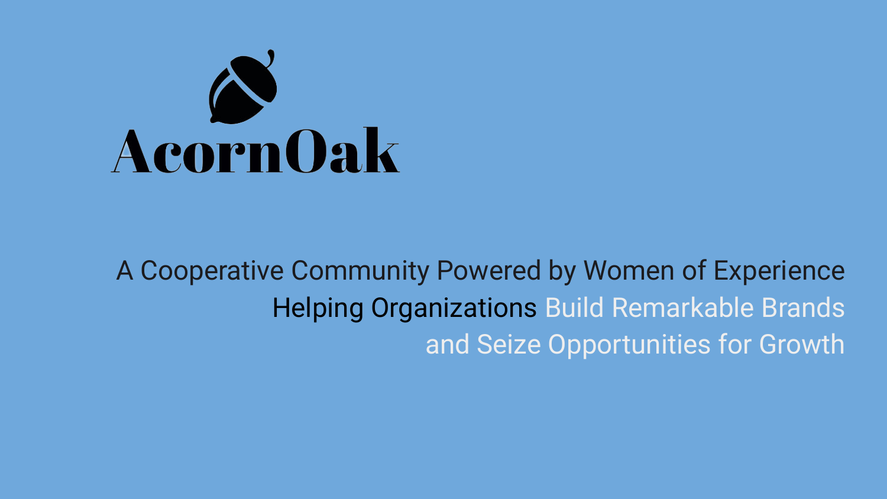# AcornOak

A Cooperative Community Powered by Women of Experience
Helping Organizations Build Remarkable Brands
and Seize Opportunities for Growth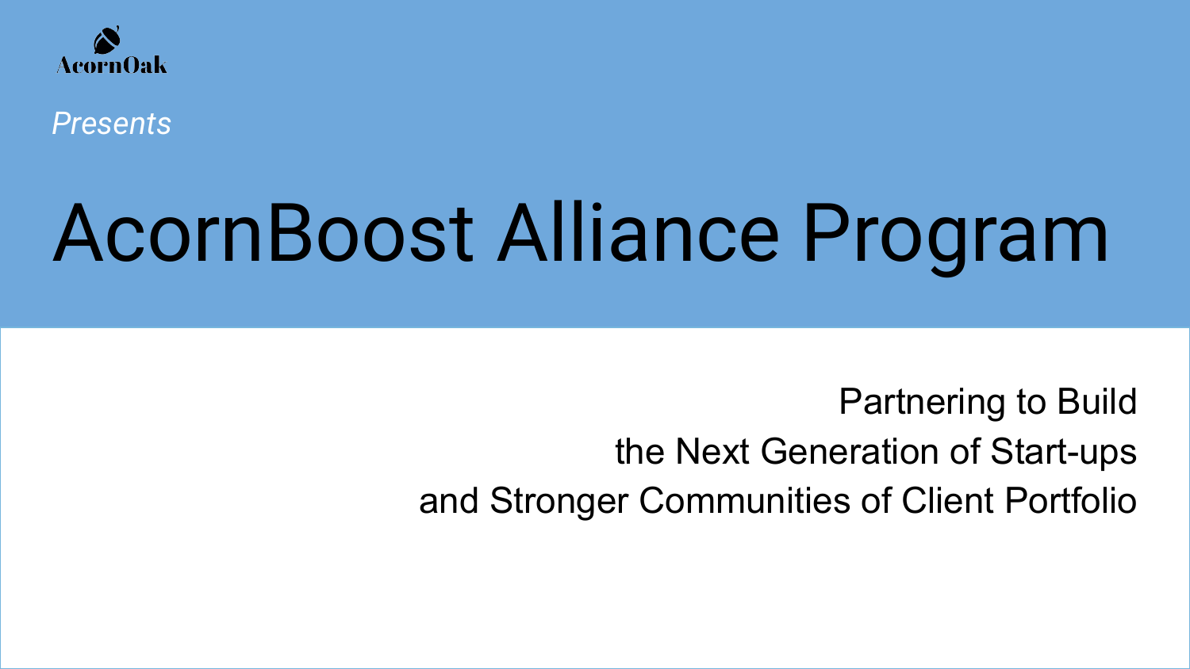AcornOak

*Presents*

# AcornBoost Alliance Program

Partnering to Build
the Next Generation of Start-ups
and Stronger Communities of Client Portfolio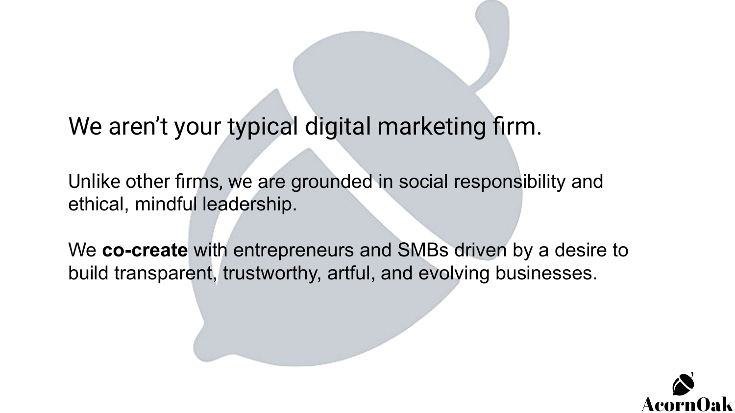# We aren't your typical digital marketing firm.

Unlike other firms, we are grounded in social responsibility and ethical, mindful leadership.

We **co-create** with entrepreneurs and SMBs driven by a desire to build transparent, trustworthy, artful, and evolving businesses.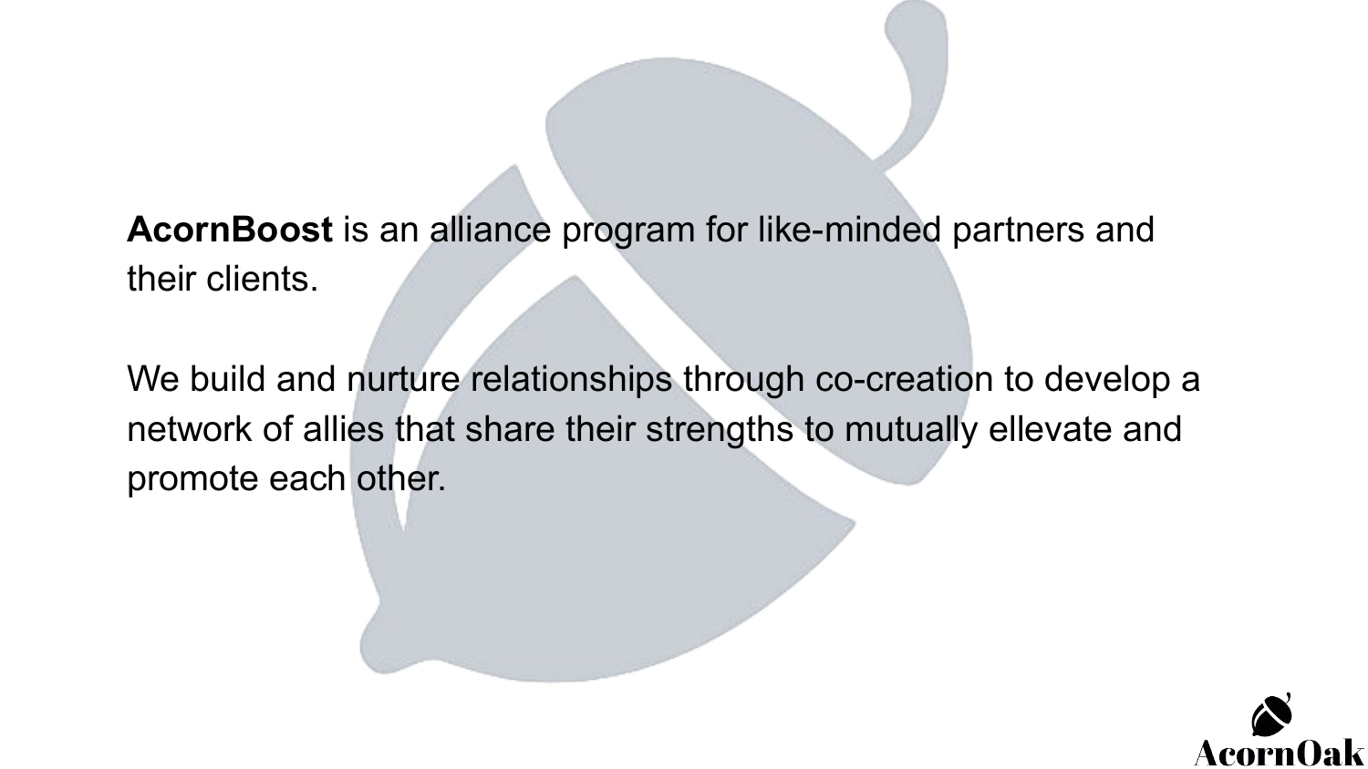**AcornBoost** is an alliance program for like-minded partners and their clients.

We build and nurture relationships through co-creation to develop a network of allies that share their strengths to mutually ellevate and promote each other.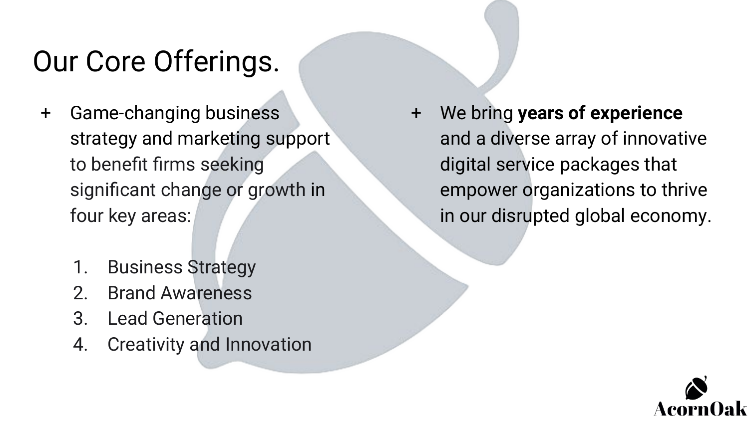# Our Core Offerings.

- Game-changing business strategy and marketing support to benefit firms seeking significant change or growth in four key areas:

  1. Business Strategy
  2. Brand Awareness
  3. Lead Generation
  4. Creativity and Innovation

- We bring **years of experience** and a diverse array of innovative digital service packages that empower organizations to thrive in our disrupted global economy.

AcornOak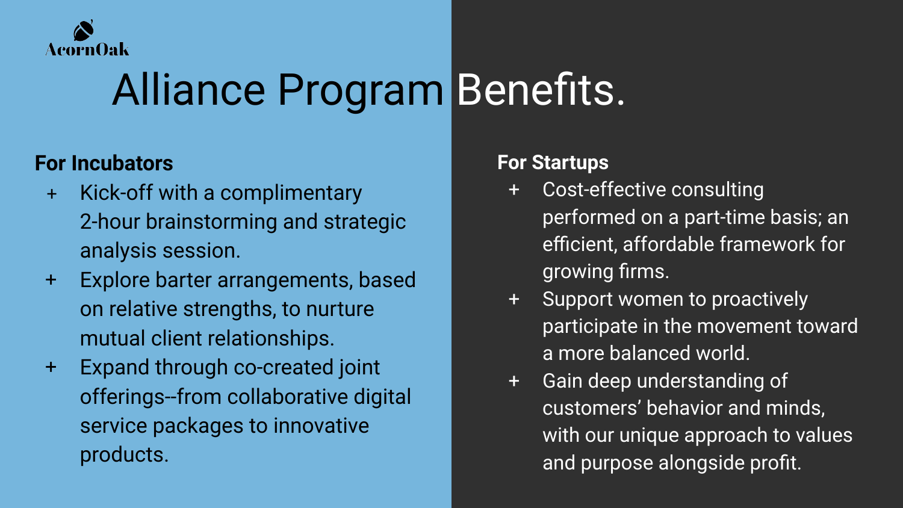AcornOak

# Alliance Program Benefits.

**For Incubators**

+ Kick-off with a complimentary 2-hour brainstorming and strategic analysis session.
+ Explore barter arrangements, based on relative strengths, to nurture mutual client relationships.
+ Expand through co-created joint offerings--from collaborative digital service packages to innovative products.

**For Startups**

+ Cost-effective consulting performed on a part-time basis; an efficient, affordable framework for growing firms.
+ Support women to proactively participate in the movement toward a more balanced world.
+ Gain deep understanding of customers' behavior and minds, with our unique approach to values and purpose alongside profit.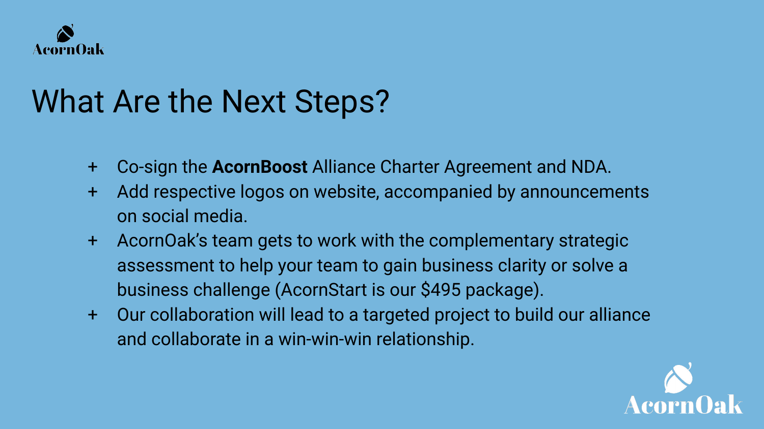# What Are the Next Steps?

- Co-sign the **AcornBoost** Alliance Charter Agreement and NDA.
- Add respective logos on website, accompanied by announcements on social media.
- AcornOak's team gets to work with the complementary strategic assessment to help your team to gain business clarity or solve a business challenge (AcornStart is our $495 package).
- Our collaboration will lead to a targeted project to build our alliance and collaborate in a win-win-win relationship.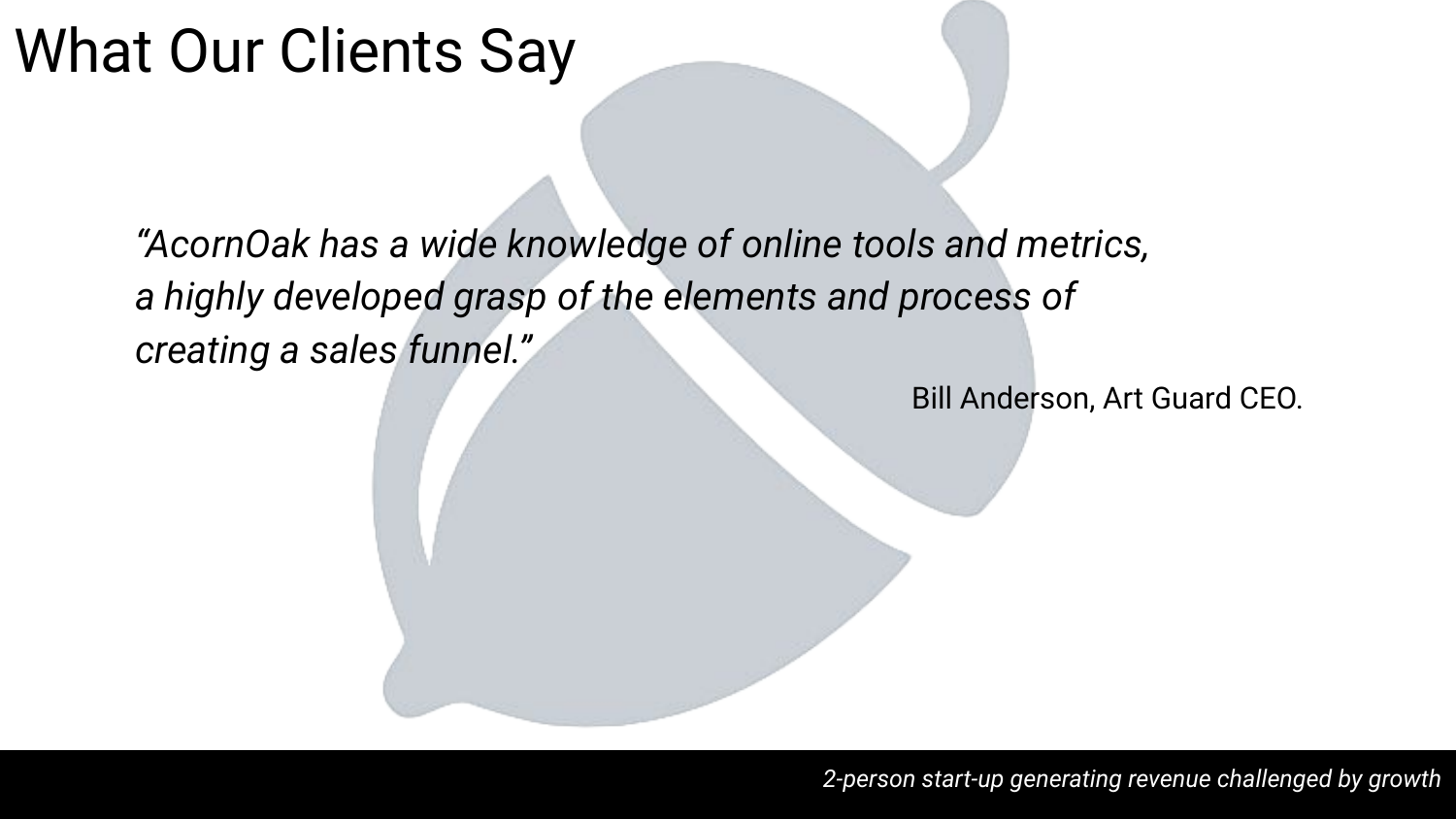# What Our Clients Say

*"AcornOak has a wide knowledge of online tools and metrics, a highly developed grasp of the elements and process of creating a sales funnel."*

Bill Anderson, Art Guard CEO.

*2-person start-up generating revenue challenged by growth*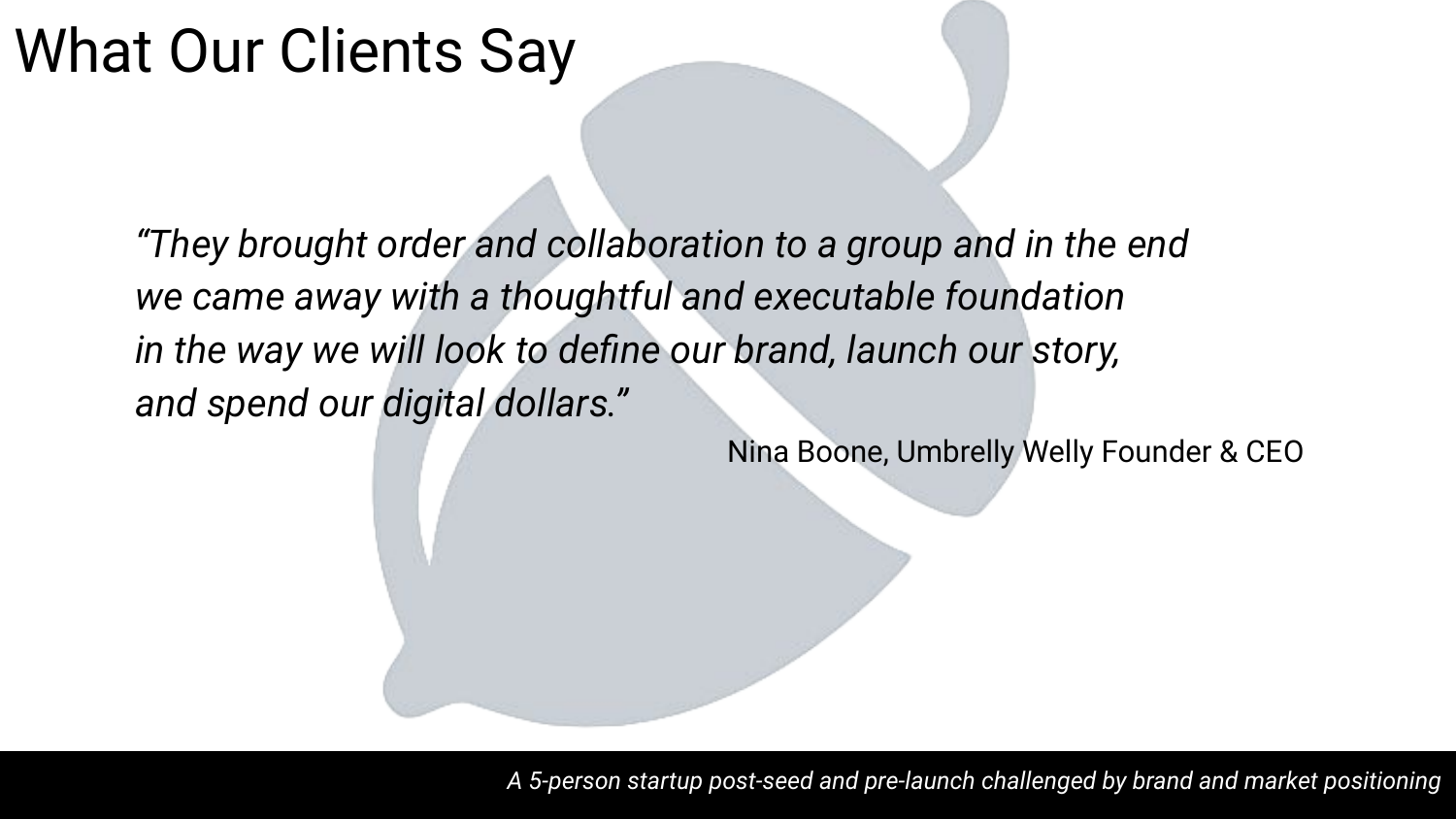# What Our Clients Say

*"They brought order and collaboration to a group and in the end we came away with a thoughtful and executable foundation in the way we will look to define our brand, launch our story, and spend our digital dollars."*

Nina Boone, Umbrelly Welly Founder & CEO

*A 5-person startup post-seed and pre-launch challenged by brand and market positioning*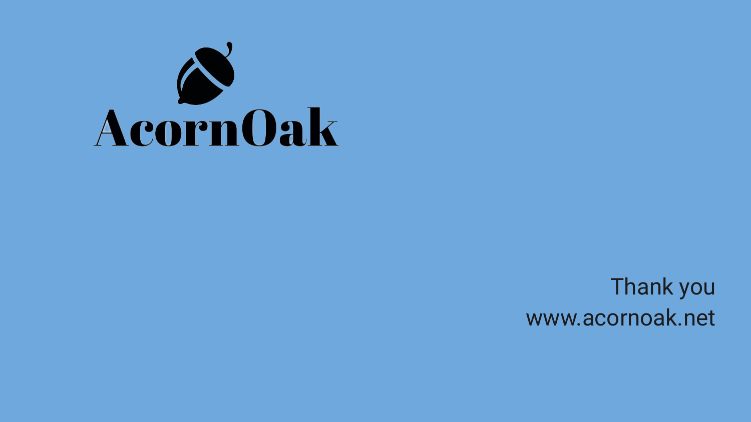AcornOak

Thank you

www.acornoak.net